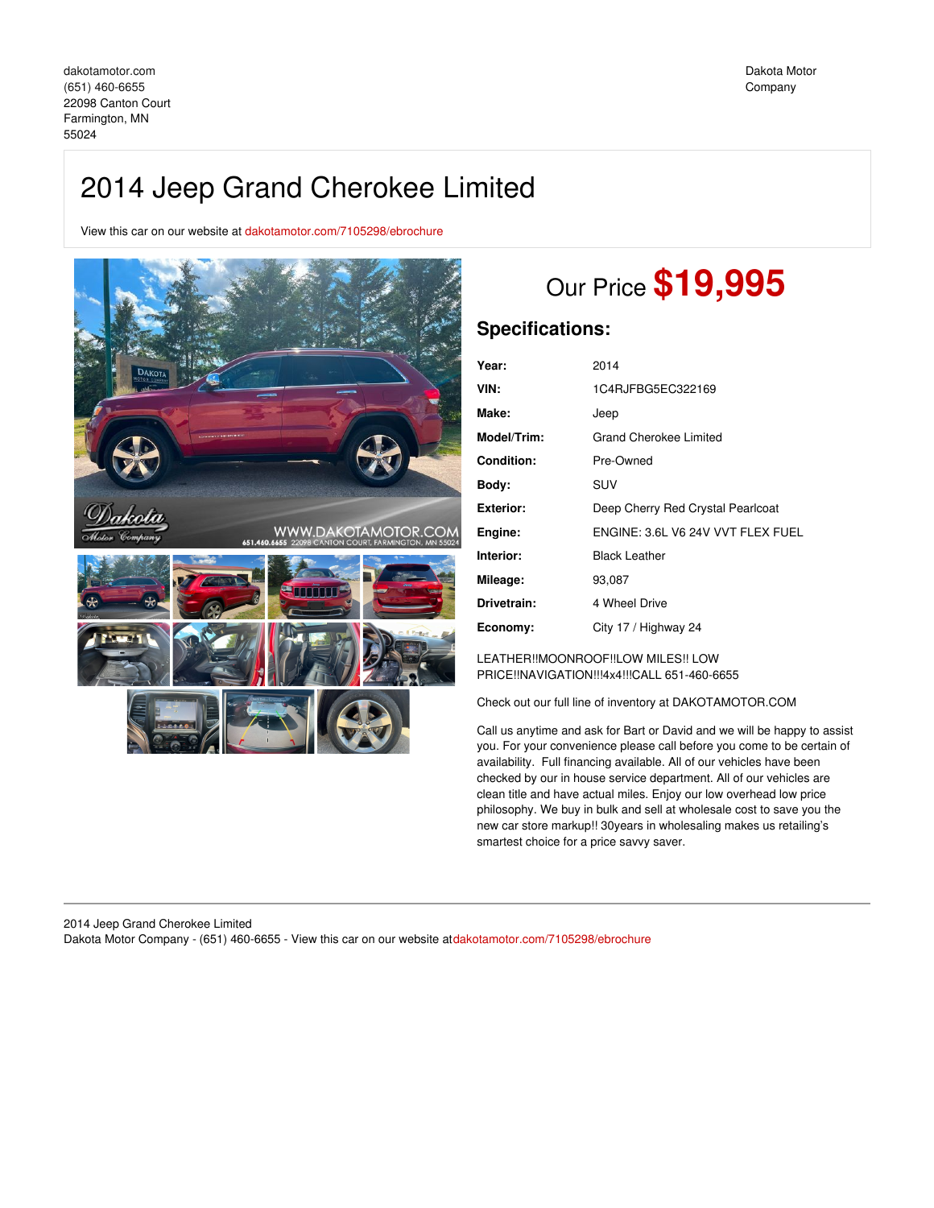dakotamotor.com
(651) 460-6655
22098 Canton Court
Farmington, MN
55024

Dakota Motor Company

# 2014 Jeep Grand Cherokee Limited

View this car on our website at dakotamotor.com/7105298/ebrochure

## Our Price **$19,995**

## Specifications:

| | |
|---|---|
| **Year:** | 2014 |
| **VIN:** | 1C4RJFBG5EC322169 |
| **Make:** | Jeep |
| **Model/Trim:** | Grand Cherokee Limited |
| **Condition:** | Pre-Owned |
| **Body:** | SUV |
| **Exterior:** | Deep Cherry Red Crystal Pearlcoat |
| **Engine:** | ENGINE: 3.6L V6 24V VVT FLEX FUEL |
| **Interior:** | Black Leather |
| **Mileage:** | 93,087 |
| **Drivetrain:** | 4 Wheel Drive |
| **Economy:** | City 17 / Highway 24 |

LEATHER!!MOONROOF!!LOW MILES!! LOW PRICE!!NAVIGATION!!!4x4!!!CALL 651-460-6655

Check out our full line of inventory at DAKOTAMOTOR.COM

Call us anytime and ask for Bart or David and we will be happy to assist you. For your convenience please call before you come to be certain of availability. Full financing available. All of our vehicles have been checked by our in house service department. All of our vehicles are clean title and have actual miles. Enjoy our low overhead low price philosophy. We buy in bulk and sell at wholesale cost to save you the new car store markup!! 30years in wholesaling makes us retailing's smartest choice for a price savvy saver.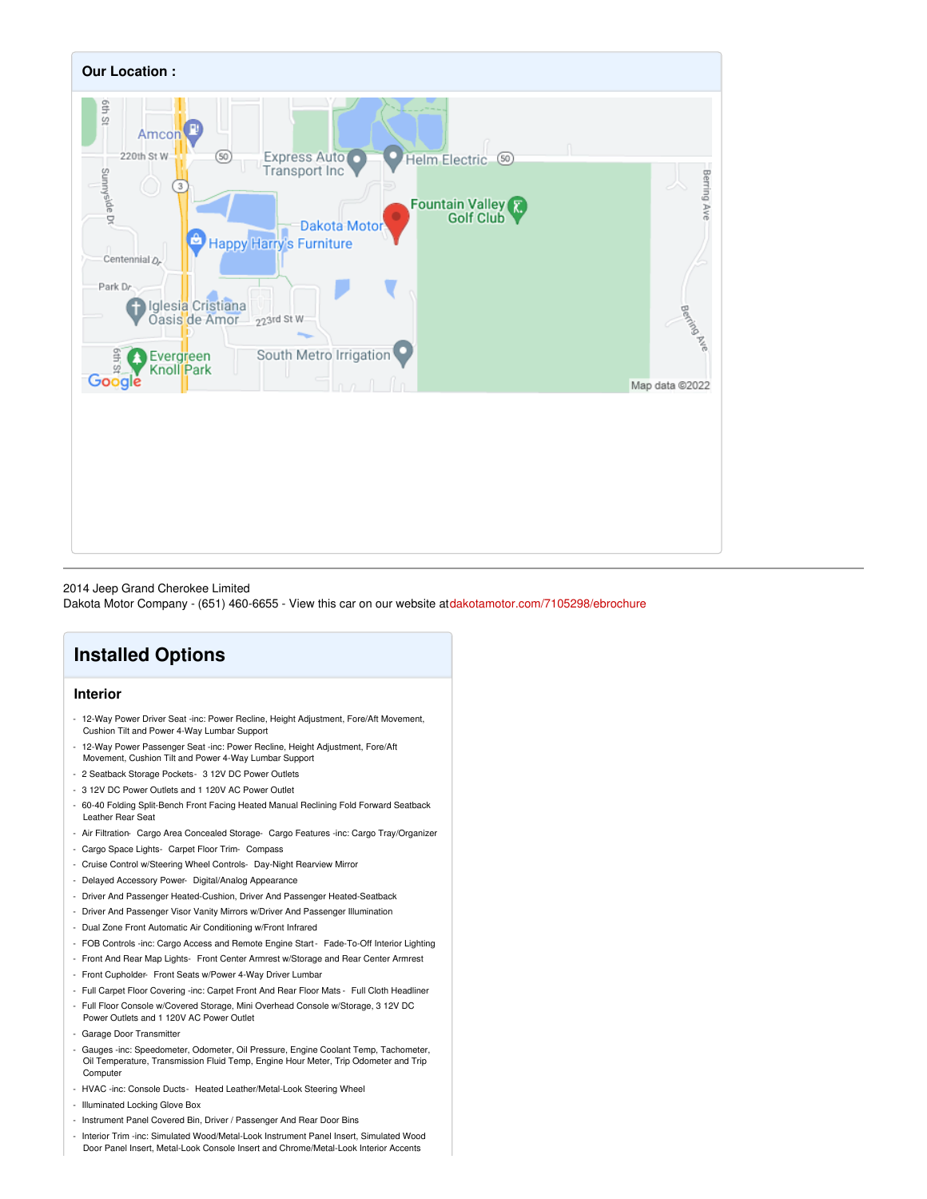## Our Location :

2014 Jeep Grand Cherokee Limited
Dakota Motor Company - (651) 460-6655 - View this car on our website at dakotamotor.com/7105298/ebrochure

# Installed Options

## Interior

- 12-Way Power Driver Seat -inc: Power Recline, Height Adjustment, Fore/Aft Movement, Cushion Tilt and Power 4-Way Lumbar Support
- 12-Way Power Passenger Seat -inc: Power Recline, Height Adjustment, Fore/Aft Movement, Cushion Tilt and Power 4-Way Lumbar Support
- 2 Seatback Storage Pockets- 3 12V DC Power Outlets
- 3 12V DC Power Outlets and 1 120V AC Power Outlet
- 60-40 Folding Split-Bench Front Facing Heated Manual Reclining Fold Forward Seatback Leather Rear Seat
- Air Filtration- Cargo Area Concealed Storage- Cargo Features -inc: Cargo Tray/Organizer
- Cargo Space Lights- Carpet Floor Trim- Compass
- Cruise Control w/Steering Wheel Controls- Day-Night Rearview Mirror
- Delayed Accessory Power- Digital/Analog Appearance
- Driver And Passenger Heated-Cushion, Driver And Passenger Heated-Seatback
- Driver And Passenger Visor Vanity Mirrors w/Driver And Passenger Illumination
- Dual Zone Front Automatic Air Conditioning w/Front Infrared
- FOB Controls -inc: Cargo Access and Remote Engine Start- Fade-To-Off Interior Lighting
- Front And Rear Map Lights- Front Center Armrest w/Storage and Rear Center Armrest
- Front Cupholder- Front Seats w/Power 4-Way Driver Lumbar
- Full Carpet Floor Covering -inc: Carpet Front And Rear Floor Mats - Full Cloth Headliner
- Full Floor Console w/Covered Storage, Mini Overhead Console w/Storage, 3 12V DC Power Outlets and 1 120V AC Power Outlet
- Garage Door Transmitter
- Gauges -inc: Speedometer, Odometer, Oil Pressure, Engine Coolant Temp, Tachometer, Oil Temperature, Transmission Fluid Temp, Engine Hour Meter, Trip Odometer and Trip Computer
- HVAC -inc: Console Ducts- Heated Leather/Metal-Look Steering Wheel
- Illuminated Locking Glove Box
- Instrument Panel Covered Bin, Driver / Passenger And Rear Door Bins
- Interior Trim -inc: Simulated Wood/Metal-Look Instrument Panel Insert, Simulated Wood Door Panel Insert, Metal-Look Console Insert and Chrome/Metal-Look Interior Accents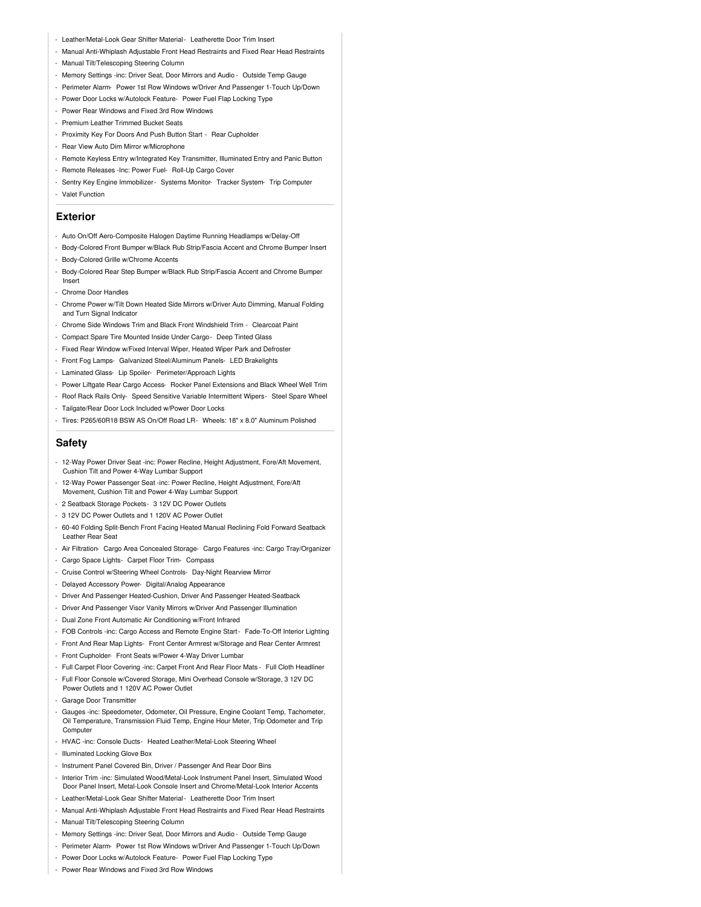- Leather/Metal-Look Gear Shifter Material - Leatherette Door Trim Insert
- Manual Anti-Whiplash Adjustable Front Head Restraints and Fixed Rear Head Restraints
- Manual Tilt/Telescoping Steering Column
- Memory Settings -inc: Driver Seat, Door Mirrors and Audio - Outside Temp Gauge
- Perimeter Alarm- Power 1st Row Windows w/Driver And Passenger 1-Touch Up/Down
- Power Door Locks w/Autolock Feature- Power Fuel Flap Locking Type
- Power Rear Windows and Fixed 3rd Row Windows
- Premium Leather Trimmed Bucket Seats
- Proximity Key For Doors And Push Button Start - Rear Cupholder
- Rear View Auto Dim Mirror w/Microphone
- Remote Keyless Entry w/Integrated Key Transmitter, Illuminated Entry and Panic Button
- Remote Releases -Inc: Power Fuel- Roll-Up Cargo Cover
- Sentry Key Engine Immobilizer- Systems Monitor- Tracker System- Trip Computer
- Valet Function

## Exterior

- Auto On/Off Aero-Composite Halogen Daytime Running Headlamps w/Delay-Off
- Body-Colored Front Bumper w/Black Rub Strip/Fascia Accent and Chrome Bumper Insert
- Body-Colored Grille w/Chrome Accents
- Body-Colored Rear Step Bumper w/Black Rub Strip/Fascia Accent and Chrome Bumper Insert
- Chrome Door Handles
- Chrome Power w/Tilt Down Heated Side Mirrors w/Driver Auto Dimming, Manual Folding and Turn Signal Indicator
- Chrome Side Windows Trim and Black Front Windshield Trim - Clearcoat Paint
- Compact Spare Tire Mounted Inside Under Cargo- Deep Tinted Glass
- Fixed Rear Window w/Fixed Interval Wiper, Heated Wiper Park and Defroster
- Front Fog Lamps- Galvanized Steel/Aluminum Panels- LED Brakelights
- Laminated Glass- Lip Spoiler- Perimeter/Approach Lights
- Power Liftgate Rear Cargo Access- Rocker Panel Extensions and Black Wheel Well Trim
- Roof Rack Rails Only- Speed Sensitive Variable Intermittent Wipers- Steel Spare Wheel
- Tailgate/Rear Door Lock Included w/Power Door Locks
- Tires: P265/60R18 BSW AS On/Off Road LR- Wheels: 18" x 8.0" Aluminum Polished

## Safety

- 12-Way Power Driver Seat -inc: Power Recline, Height Adjustment, Fore/Aft Movement, Cushion Tilt and Power 4-Way Lumbar Support
- 12-Way Power Passenger Seat -inc: Power Recline, Height Adjustment, Fore/Aft Movement, Cushion Tilt and Power 4-Way Lumbar Support
- 2 Seatback Storage Pockets- 3 12V DC Power Outlets
- 3 12V DC Power Outlets and 1 120V AC Power Outlet
- 60-40 Folding Split-Bench Front Facing Heated Manual Reclining Fold Forward Seatback Leather Rear Seat
- Air Filtration- Cargo Area Concealed Storage- Cargo Features -inc: Cargo Tray/Organizer
- Cargo Space Lights- Carpet Floor Trim- Compass
- Cruise Control w/Steering Wheel Controls- Day-Night Rearview Mirror
- Delayed Accessory Power- Digital/Analog Appearance
- Driver And Passenger Heated-Cushion, Driver And Passenger Heated-Seatback
- Driver And Passenger Visor Vanity Mirrors w/Driver And Passenger Illumination
- Dual Zone Front Automatic Air Conditioning w/Front Infrared
- FOB Controls -inc: Cargo Access and Remote Engine Start - Fade-To-Off Interior Lighting
- Front And Rear Map Lights- Front Center Armrest w/Storage and Rear Center Armrest
- Front Cupholder- Front Seats w/Power 4-Way Driver Lumbar
- Full Carpet Floor Covering -inc: Carpet Front And Rear Floor Mats - Full Cloth Headliner
- Full Floor Console w/Covered Storage, Mini Overhead Console w/Storage, 3 12V DC Power Outlets and 1 120V AC Power Outlet
- Garage Door Transmitter
- Gauges -inc: Speedometer, Odometer, Oil Pressure, Engine Coolant Temp, Tachometer, Oil Temperature, Transmission Fluid Temp, Engine Hour Meter, Trip Odometer and Trip Computer
- HVAC -inc: Console Ducts- Heated Leather/Metal-Look Steering Wheel
- Illuminated Locking Glove Box
- Instrument Panel Covered Bin, Driver / Passenger And Rear Door Bins
- Interior Trim -inc: Simulated Wood/Metal-Look Instrument Panel Insert, Simulated Wood Door Panel Insert, Metal-Look Console Insert and Chrome/Metal-Look Interior Accents
- Leather/Metal-Look Gear Shifter Material - Leatherette Door Trim Insert
- Manual Anti-Whiplash Adjustable Front Head Restraints and Fixed Rear Head Restraints
- Manual Tilt/Telescoping Steering Column
- Memory Settings -inc: Driver Seat, Door Mirrors and Audio - Outside Temp Gauge
- Perimeter Alarm- Power 1st Row Windows w/Driver And Passenger 1-Touch Up/Down
- Power Door Locks w/Autolock Feature- Power Fuel Flap Locking Type
- Power Rear Windows and Fixed 3rd Row Windows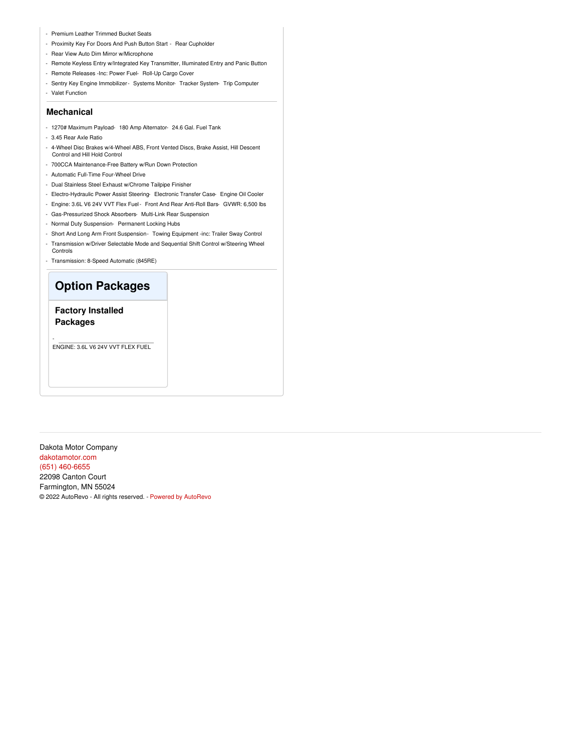- Premium Leather Trimmed Bucket Seats
- Proximity Key For Doors And Push Button Start - Rear Cupholder
- Rear View Auto Dim Mirror w/Microphone
- Remote Keyless Entry w/Integrated Key Transmitter, Illuminated Entry and Panic Button
- Remote Releases -Inc: Power Fuel- Roll-Up Cargo Cover
- Sentry Key Engine Immobilizer- Systems Monitor- Tracker System- Trip Computer
- Valet Function

## Mechanical

- 1270# Maximum Payload- 180 Amp Alternator- 24.6 Gal. Fuel Tank
- 3.45 Rear Axle Ratio
- 4-Wheel Disc Brakes w/4-Wheel ABS, Front Vented Discs, Brake Assist, Hill Descent Control and Hill Hold Control
- 700CCA Maintenance-Free Battery w/Run Down Protection
- Automatic Full-Time Four-Wheel Drive
- Dual Stainless Steel Exhaust w/Chrome Tailpipe Finisher
- Electro-Hydraulic Power Assist Steering- Electronic Transfer Case- Engine Oil Cooler
- Engine: 3.6L V6 24V VVT Flex Fuel - Front And Rear Anti-Roll Bars- GVWR: 6,500 lbs
- Gas-Pressurized Shock Absorbers- Multi-Link Rear Suspension
- Normal Duty Suspension- Permanent Locking Hubs
- Short And Long Arm Front Suspension- Towing Equipment -inc: Trailer Sway Control
- Transmission w/Driver Selectable Mode and Sequential Shift Control w/Steering Wheel Controls
- Transmission: 8-Speed Automatic (845RE)

# Option Packages

### Factory Installed Packages

- ENGINE: 3.6L V6 24V VVT FLEX FUEL

Dakota Motor Company
dakotamotor.com
(651) 460-6655
22098 Canton Court
Farmington, MN 55024
© 2022 AutoRevo - All rights reserved. - Powered by AutoRevo